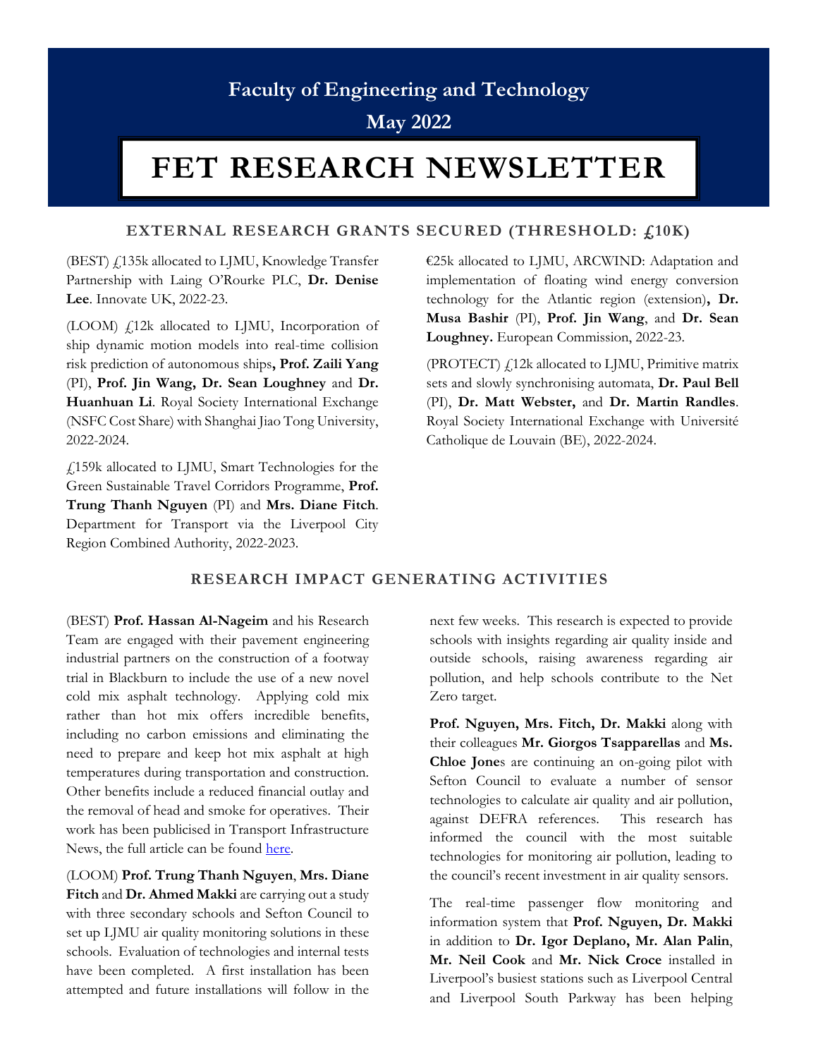# Faculty of Engineering and Technology

## May 2022

# FET RESEARCH NEWSLETTER

## EXTERNAL RESEARCH GRANTS SECURED (THRESHOLD: £10K)

(BEST) £135k allocated to LJMU, Knowledge Transfer Partnership with Laing O'Rourke PLC, **Dr. Denise Lee**. Innovate UK, 2022-23.

(LOOM) £12k allocated to LJMU, Incorporation of ship dynamic motion models into real-time collision risk prediction of autonomous ships**, Prof. Zaili Yang** (PI), **Prof. Jin Wang, Dr. Sean Loughney** and **Dr. Huanhuan Li**. Royal Society International Exchange (NSFC Cost Share) with Shanghai Jiao Tong University, 2022-2024.

£159k allocated to LJMU, Smart Technologies for the Green Sustainable Travel Corridors Programme, **Prof. Trung Thanh Nguyen** (PI) and **Mrs. Diane Fitch**. Department for Transport via the Liverpool City Region Combined Authority, 2022-2023.

€25k allocated to LJMU, ARCWIND: Adaptation and implementation of floating wind energy conversion technology for the Atlantic region (extension)**, Dr. Musa Bashir** (PI), **Prof. Jin Wang**, and **Dr. Sean Loughney.** European Commission, 2022-23.

(PROTECT) £12k allocated to LJMU, Primitive matrix sets and slowly synchronising automata, **Dr. Paul Bell** (PI), **Dr. Matt Webster,** and **Dr. Martin Randles**. Royal Society International Exchange with Université Catholique de Louvain (BE), 2022-2024.

## RESEARCH IMPACT GENERATING ACTIVITIES

(BEST) **Prof. Hassan Al-Nageim** and his Research Team are engaged with their pavement engineering industrial partners on the construction of a footway trial in Blackburn to include the use of a new novel cold mix asphalt technology. Applying cold mix rather than hot mix offers incredible benefits, including no carbon emissions and eliminating the need to prepare and keep hot mix asphalt at high temperatures during transportation and construction. Other benefits include a reduced financial outlay and the removal of head and smoke for operatives. Their work has been publicised in Transport Infrastructure News, the full article can be found here.

(LOOM) **Prof. Trung Thanh Nguyen**, **Mrs. Diane Fitch** and **Dr. Ahmed Makki** are carrying out a study with three secondary schools and Sefton Council to set up LJMU air quality monitoring solutions in these schools. Evaluation of technologies and internal tests have been completed. A first installation has been attempted and future installations will follow in the next few weeks. This research is expected to provide schools with insights regarding air quality inside and outside schools, raising awareness regarding air pollution, and help schools contribute to the Net Zero target.

**Prof. Nguyen, Mrs. Fitch, Dr. Makki** along with their colleagues **Mr. Giorgos Tsapparellas** and **Ms. Chloe Jone**s are continuing an on-going pilot with Sefton Council to evaluate a number of sensor technologies to calculate air quality and air pollution, against DEFRA references. This research has informed the council with the most suitable technologies for monitoring air pollution, leading to the council's recent investment in air quality sensors.

The real-time passenger flow monitoring and information system that **Prof. Nguyen, Dr. Makki** in addition to **Dr. Igor Deplano, Mr. Alan Palin**, **Mr. Neil Cook** and **Mr. Nick Croce** installed in Liverpool's busiest stations such as Liverpool Central and Liverpool South Parkway has been helping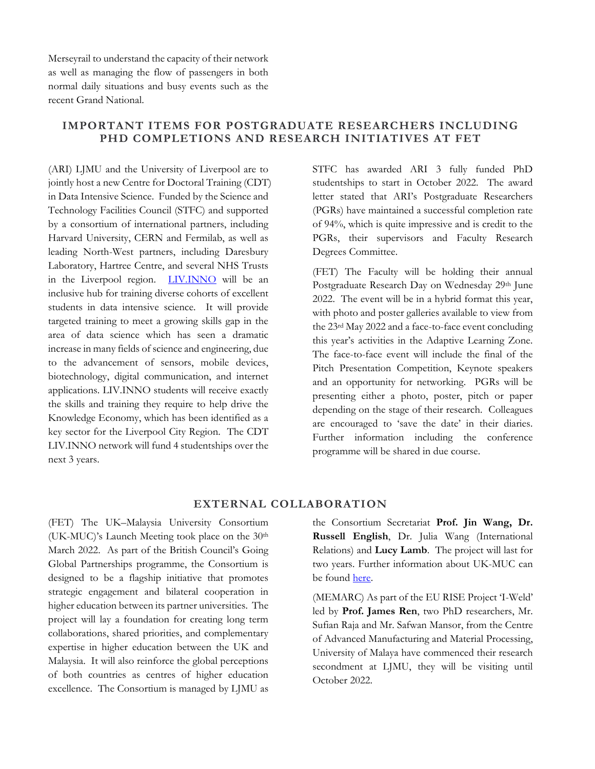Merseyrail to understand the capacity of their network as well as managing the flow of passengers in both normal daily situations and busy events such as the recent Grand National.

## IMPORTANT ITEMS FOR POSTGRADUATE RESEARCHERS INCLUDING PHD COMPLETIONS AND RESEARCH INITIATIVES AT FET

(ARI) LJMU and the University of Liverpool are to jointly host a new Centre for Doctoral Training (CDT) in Data Intensive Science. Funded by the Science and Technology Facilities Council (STFC) and supported by a consortium of international partners, including Harvard University, CERN and Fermilab, as well as leading North-West partners, including Daresbury Laboratory, Hartree Centre, and several NHS Trusts in the Liverpool region. [LIV.INNO]() will be an inclusive hub for training diverse cohorts of excellent students in data intensive science. It will provide targeted training to meet a growing skills gap in the area of data science which has seen a dramatic increase in many fields of science and engineering, due to the advancement of sensors, mobile devices, biotechnology, digital communication, and internet applications. LIV.INNO students will receive exactly the skills and training they require to help drive the Knowledge Economy, which has been identified as a key sector for the Liverpool City Region. The CDT LIV.INNO network will fund 4 studentships over the next 3 years.

STFC has awarded ARI 3 fully funded PhD studentships to start in October 2022. The award letter stated that ARI's Postgraduate Researchers (PGRs) have maintained a successful completion rate of 94%, which is quite impressive and is credit to the PGRs, their supervisors and Faculty Research Degrees Committee.

(FET) The Faculty will be holding their annual Postgraduate Research Day on Wednesday 29th June 2022. The event will be in a hybrid format this year, with photo and poster galleries available to view from the 23rd May 2022 and a face-to-face event concluding this year's activities in the Adaptive Learning Zone. The face-to-face event will include the final of the Pitch Presentation Competition, Keynote speakers and an opportunity for networking. PGRs will be presenting either a photo, poster, pitch or paper depending on the stage of their research. Colleagues are encouraged to 'save the date' in their diaries. Further information including the conference programme will be shared in due course.

## EXTERNAL COLLABORATION

(FET) The UK–Malaysia University Consortium (UK-MUC)'s Launch Meeting took place on the 30th March 2022. As part of the British Council's Going Global Partnerships programme, the Consortium is designed to be a flagship initiative that promotes strategic engagement and bilateral cooperation in higher education between its partner universities. The project will lay a foundation for creating long term collaborations, shared priorities, and complementary expertise in higher education between the UK and Malaysia. It will also reinforce the global perceptions of both countries as centres of higher education excellence. The Consortium is managed by LJMU as the Consortium Secretariat **Prof. Jin Wang, Dr. Russell English**, Dr. Julia Wang (International Relations) and **Lucy Lamb**. The project will last for two years. Further information about UK-MUC can be found [here]().

(MEMARC) As part of the EU RISE Project 'I-Weld' led by **Prof. James Ren**, two PhD researchers, Mr. Sufian Raja and Mr. Safwan Mansor, from the Centre of Advanced Manufacturing and Material Processing, University of Malaya have commenced their research secondment at LJMU, they will be visiting until October 2022.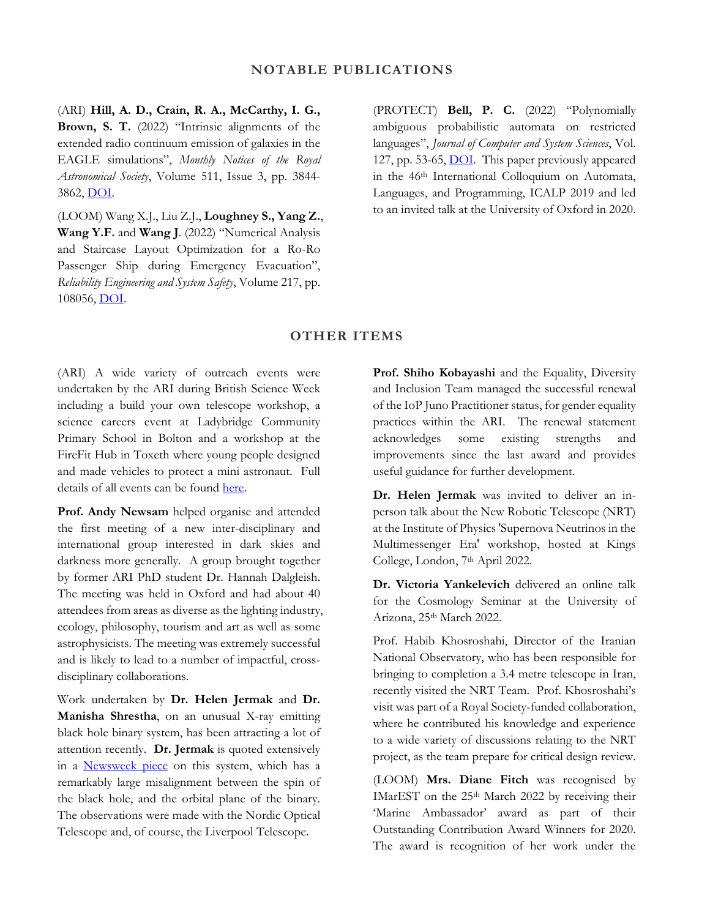## NOTABLE PUBLICATIONS

(ARI) **Hill, A. D., Crain, R. A., McCarthy, I. G., Brown, S. T.** (2022) "Intrinsic alignments of the extended radio continuum emission of galaxies in the EAGLE simulations", *Monthly Notices of the Royal Astronomical Society*, Volume 511, Issue 3, pp. 3844-3862, DOI.

(LOOM) Wang X.J., Liu Z.J., **Loughney S., Yang Z.**, **Wang Y.F.** and **Wang J**. (2022) "Numerical Analysis and Staircase Layout Optimization for a Ro-Ro Passenger Ship during Emergency Evacuation", *Reliability Engineering and System Safety*, Volume 217, pp. 108056, DOI.

(PROTECT) **Bell, P. C.** (2022) "Polynomially ambiguous probabilistic automata on restricted languages", *Journal of Computer and System Sciences*, Vol. 127, pp. 53-65, DOI. This paper previously appeared in the 46th International Colloquium on Automata, Languages, and Programming, ICALP 2019 and led to an invited talk at the University of Oxford in 2020.

## OTHER ITEMS

(ARI) A wide variety of outreach events were undertaken by the ARI during British Science Week including a build your own telescope workshop, a science careers event at Ladybridge Community Primary School in Bolton and a workshop at the FireFit Hub in Toxeth where young people designed and made vehicles to protect a mini astronaut. Full details of all events can be found here.

**Prof. Andy Newsam** helped organise and attended the first meeting of a new inter-disciplinary and international group interested in dark skies and darkness more generally. A group brought together by former ARI PhD student Dr. Hannah Dalgleish. The meeting was held in Oxford and had about 40 attendees from areas as diverse as the lighting industry, ecology, philosophy, tourism and art as well as some astrophysicists. The meeting was extremely successful and is likely to lead to a number of impactful, cross-disciplinary collaborations.

Work undertaken by **Dr. Helen Jermak** and **Dr. Manisha Shrestha**, on an unusual X-ray emitting black hole binary system, has been attracting a lot of attention recently. **Dr. Jermak** is quoted extensively in a Newsweek piece on this system, which has a remarkably large misalignment between the spin of the black hole, and the orbital plane of the binary. The observations were made with the Nordic Optical Telescope and, of course, the Liverpool Telescope.

**Prof. Shiho Kobayashi** and the Equality, Diversity and Inclusion Team managed the successful renewal of the IoP Juno Practitioner status, for gender equality practices within the ARI. The renewal statement acknowledges some existing strengths and improvements since the last award and provides useful guidance for further development.

**Dr. Helen Jermak** was invited to deliver an in-person talk about the New Robotic Telescope (NRT) at the Institute of Physics 'Supernova Neutrinos in the Multimessenger Era' workshop, hosted at Kings College, London, 7th April 2022.

**Dr. Victoria Yankelevich** delivered an online talk for the Cosmology Seminar at the University of Arizona, 25th March 2022.

Prof. Habib Khosroshahi, Director of the Iranian National Observatory, who has been responsible for bringing to completion a 3.4 metre telescope in Iran, recently visited the NRT Team. Prof. Khosroshahi's visit was part of a Royal Society-funded collaboration, where he contributed his knowledge and experience to a wide variety of discussions relating to the NRT project, as the team prepare for critical design review.

(LOOM) **Mrs. Diane Fitch** was recognised by IMarEST on the 25th March 2022 by receiving their 'Marine Ambassador' award as part of their Outstanding Contribution Award Winners for 2020. The award is recognition of her work under the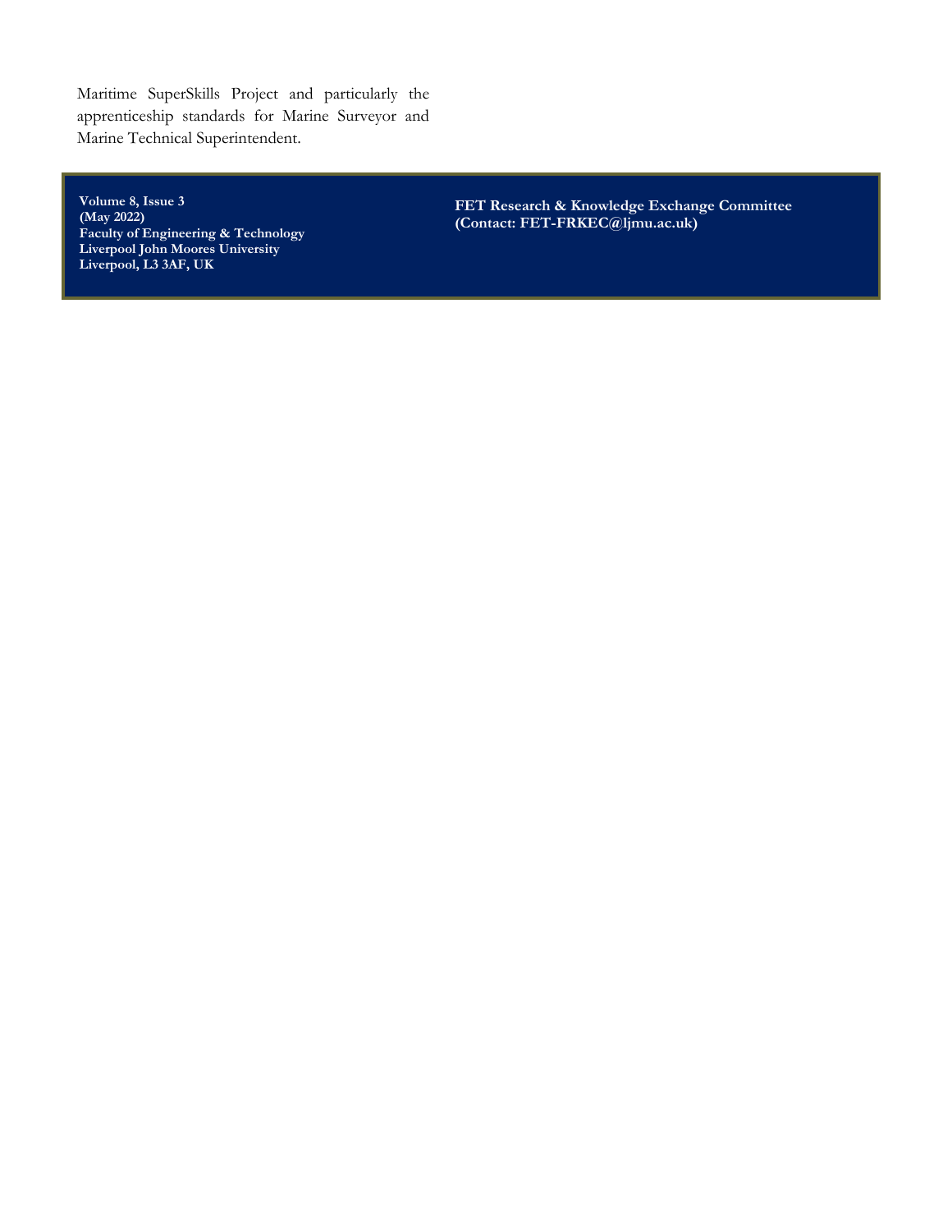Maritime SuperSkills Project and particularly the apprenticeship standards for Marine Surveyor and Marine Technical Superintendent.

**Volume 8, Issue 3**
**(May 2022)**
**Faculty of Engineering & Technology**
**Liverpool John Moores University**
**Liverpool, L3 3AF, UK**

**FET Research & Knowledge Exchange Committee**
**(Contact: FET-FRKEC@ljmu.ac.uk)**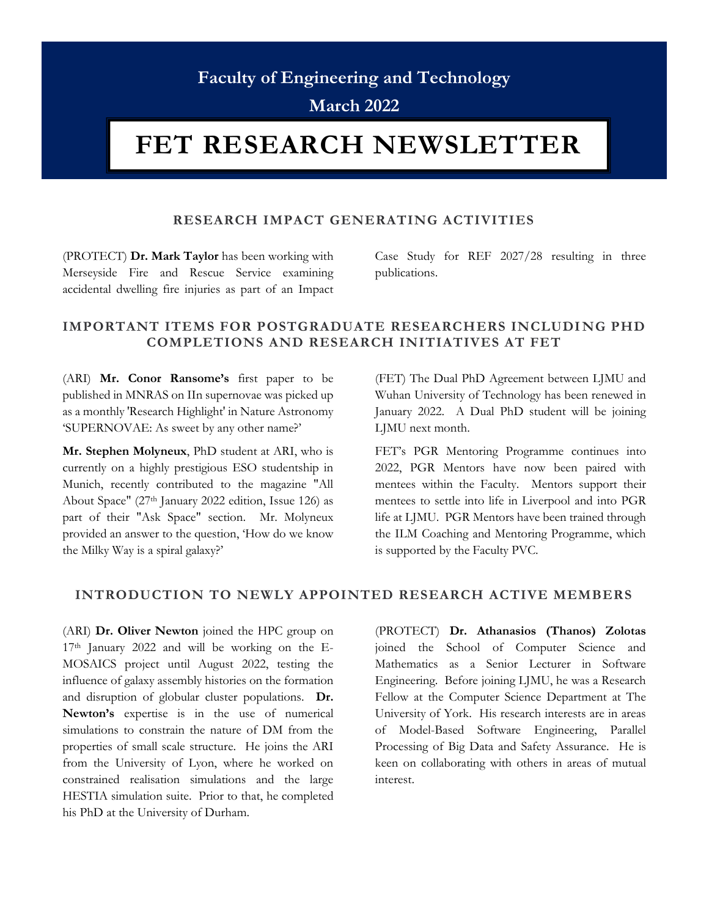Faculty of Engineering and Technology

March 2022

# FET RESEARCH NEWSLETTER

## RESEARCH IMPACT GENERATING ACTIVITIES

(PROTECT) **Dr. Mark Taylor** has been working with Merseyside Fire and Rescue Service examining accidental dwelling fire injuries as part of an Impact Case Study for REF 2027/28 resulting in three publications.

## IMPORTANT ITEMS FOR POSTGRADUATE RESEARCHERS INCLUDING PHD COMPLETIONS AND RESEARCH INITIATIVES AT FET

(ARI) **Mr. Conor Ransome's** first paper to be published in MNRAS on IIn supernovae was picked up as a monthly 'Research Highlight' in Nature Astronomy 'SUPERNOVAE: As sweet by any other name?'

**Mr. Stephen Molyneux**, PhD student at ARI, who is currently on a highly prestigious ESO studentship in Munich, recently contributed to the magazine "All About Space" (27th January 2022 edition, Issue 126) as part of their "Ask Space" section. Mr. Molyneux provided an answer to the question, 'How do we know the Milky Way is a spiral galaxy?'

(FET) The Dual PhD Agreement between LJMU and Wuhan University of Technology has been renewed in January 2022. A Dual PhD student will be joining LJMU next month.

FET's PGR Mentoring Programme continues into 2022, PGR Mentors have now been paired with mentees within the Faculty. Mentors support their mentees to settle into life in Liverpool and into PGR life at LJMU. PGR Mentors have been trained through the ILM Coaching and Mentoring Programme, which is supported by the Faculty PVC.

## INTRODUCTION TO NEWLY APPOINTED RESEARCH ACTIVE MEMBERS

(ARI) **Dr. Oliver Newton** joined the HPC group on 17th January 2022 and will be working on the E-MOSAICS project until August 2022, testing the influence of galaxy assembly histories on the formation and disruption of globular cluster populations. **Dr. Newton's** expertise is in the use of numerical simulations to constrain the nature of DM from the properties of small scale structure. He joins the ARI from the University of Lyon, where he worked on constrained realisation simulations and the large HESTIA simulation suite. Prior to that, he completed his PhD at the University of Durham.

(PROTECT) **Dr. Athanasios (Thanos) Zolotas** joined the School of Computer Science and Mathematics as a Senior Lecturer in Software Engineering. Before joining LJMU, he was a Research Fellow at the Computer Science Department at The University of York. His research interests are in areas of Model-Based Software Engineering, Parallel Processing of Big Data and Safety Assurance. He is keen on collaborating with others in areas of mutual interest.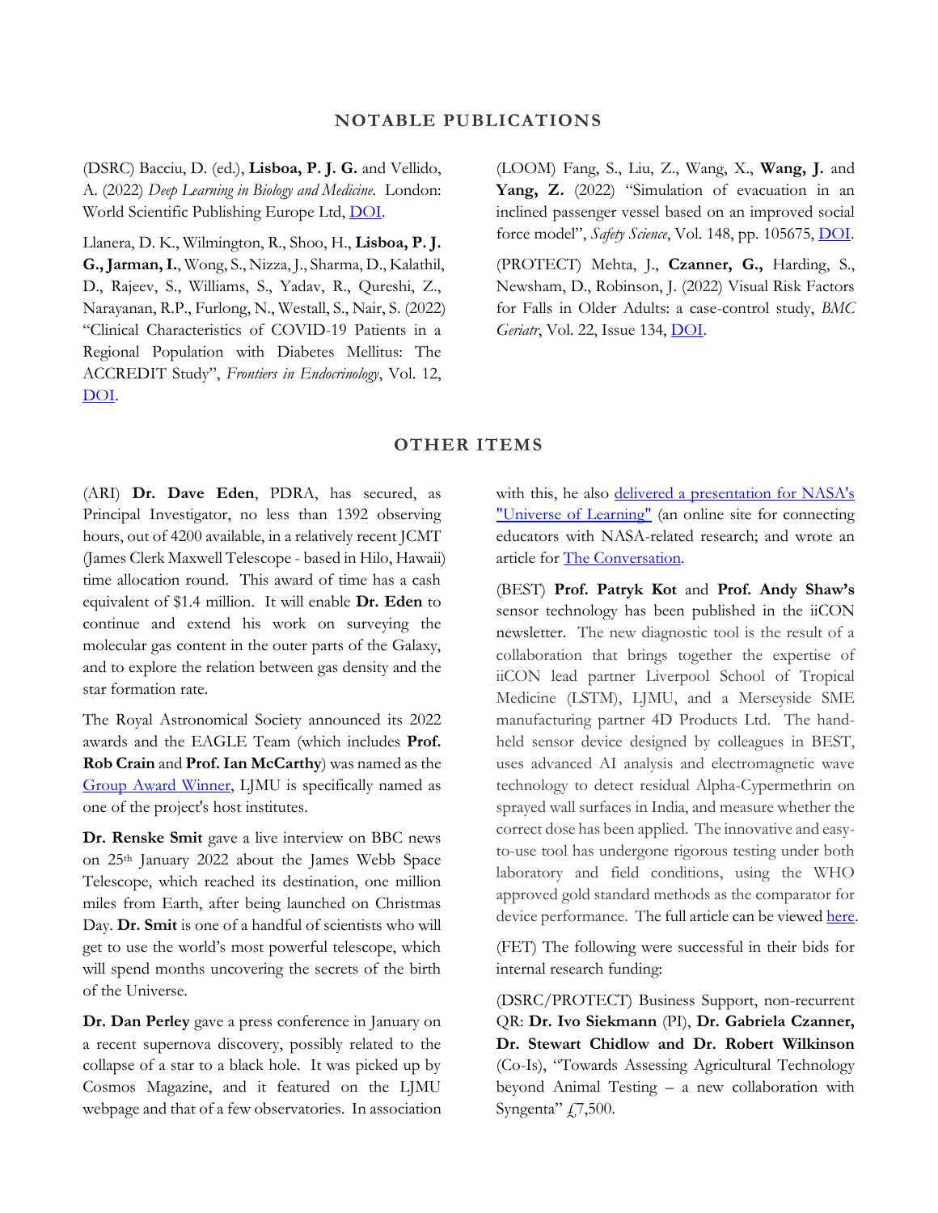## NOTABLE PUBLICATIONS

(DSRC) Bacciu, D. (ed.), **Lisboa, P. J. G.** and Vellido, A. (2022) *Deep Learning in Biology and Medicine*. London: World Scientific Publishing Europe Ltd, DOI.

Llanera, D. K., Wilmington, R., Shoo, H., **Lisboa, P. J. G., Jarman, I.**, Wong, S., Nizza, J., Sharma, D., Kalathil, D., Rajeev, S., Williams, S., Yadav, R., Qureshi, Z., Narayanan, R.P., Furlong, N., Westall, S., Nair, S. (2022) "Clinical Characteristics of COVID-19 Patients in a Regional Population with Diabetes Mellitus: The ACCREDIT Study", *Frontiers in Endocrinology*, Vol. 12, DOI.

(LOOM) Fang, S., Liu, Z., Wang, X., **Wang, J.** and **Yang, Z.** (2022) "Simulation of evacuation in an inclined passenger vessel based on an improved social force model", *Safety Science*, Vol. 148, pp. 105675, DOI.

(PROTECT) Mehta, J., **Czanner, G.,** Harding, S., Newsham, D., Robinson, J. (2022) Visual Risk Factors for Falls in Older Adults: a case-control study, *BMC Geriatr*, Vol. 22, Issue 134, DOI.

## OTHER ITEMS

(ARI) **Dr. Dave Eden**, PDRA, has secured, as Principal Investigator, no less than 1392 observing hours, out of 4200 available, in a relatively recent JCMT (James Clerk Maxwell Telescope - based in Hilo, Hawaii) time allocation round. This award of time has a cash equivalent of $1.4 million. It will enable **Dr. Eden** to continue and extend his work on surveying the molecular gas content in the outer parts of the Galaxy, and to explore the relation between gas density and the star formation rate.

The Royal Astronomical Society announced its 2022 awards and the EAGLE Team (which includes **Prof. Rob Crain** and **Prof. Ian McCarthy**) was named as the Group Award Winner, LJMU is specifically named as one of the project's host institutes.

**Dr. Renske Smit** gave a live interview on BBC news on 25th January 2022 about the James Webb Space Telescope, which reached its destination, one million miles from Earth, after being launched on Christmas Day. **Dr. Smit** is one of a handful of scientists who will get to use the world's most powerful telescope, which will spend months uncovering the secrets of the birth of the Universe.

**Dr. Dan Perley** gave a press conference in January on a recent supernova discovery, possibly related to the collapse of a star to a black hole. It was picked up by Cosmos Magazine, and it featured on the LJMU webpage and that of a few observatories. In association with this, he also delivered a presentation for NASA's "Universe of Learning" (an online site for connecting educators with NASA-related research; and wrote an article for The Conversation.

(BEST) **Prof. Patryk Kot** and **Prof. Andy Shaw's** sensor technology has been published in the iiCON newsletter. The new diagnostic tool is the result of a collaboration that brings together the expertise of iiCON lead partner Liverpool School of Tropical Medicine (LSTM), LJMU, and a Merseyside SME manufacturing partner 4D Products Ltd. The hand-held sensor device designed by colleagues in BEST, uses advanced AI analysis and electromagnetic wave technology to detect residual Alpha-Cypermethrin on sprayed wall surfaces in India, and measure whether the correct dose has been applied. The innovative and easy-to-use tool has undergone rigorous testing under both laboratory and field conditions, using the WHO approved gold standard methods as the comparator for device performance. The full article can be viewed here.

(FET) The following were successful in their bids for internal research funding:

(DSRC/PROTECT) Business Support, non-recurrent QR: **Dr. Ivo Siekmann** (PI), **Dr. Gabriela Czanner, Dr. Stewart Chidlow and Dr. Robert Wilkinson** (Co-Is), "Towards Assessing Agricultural Technology beyond Animal Testing – a new collaboration with Syngenta" £7,500.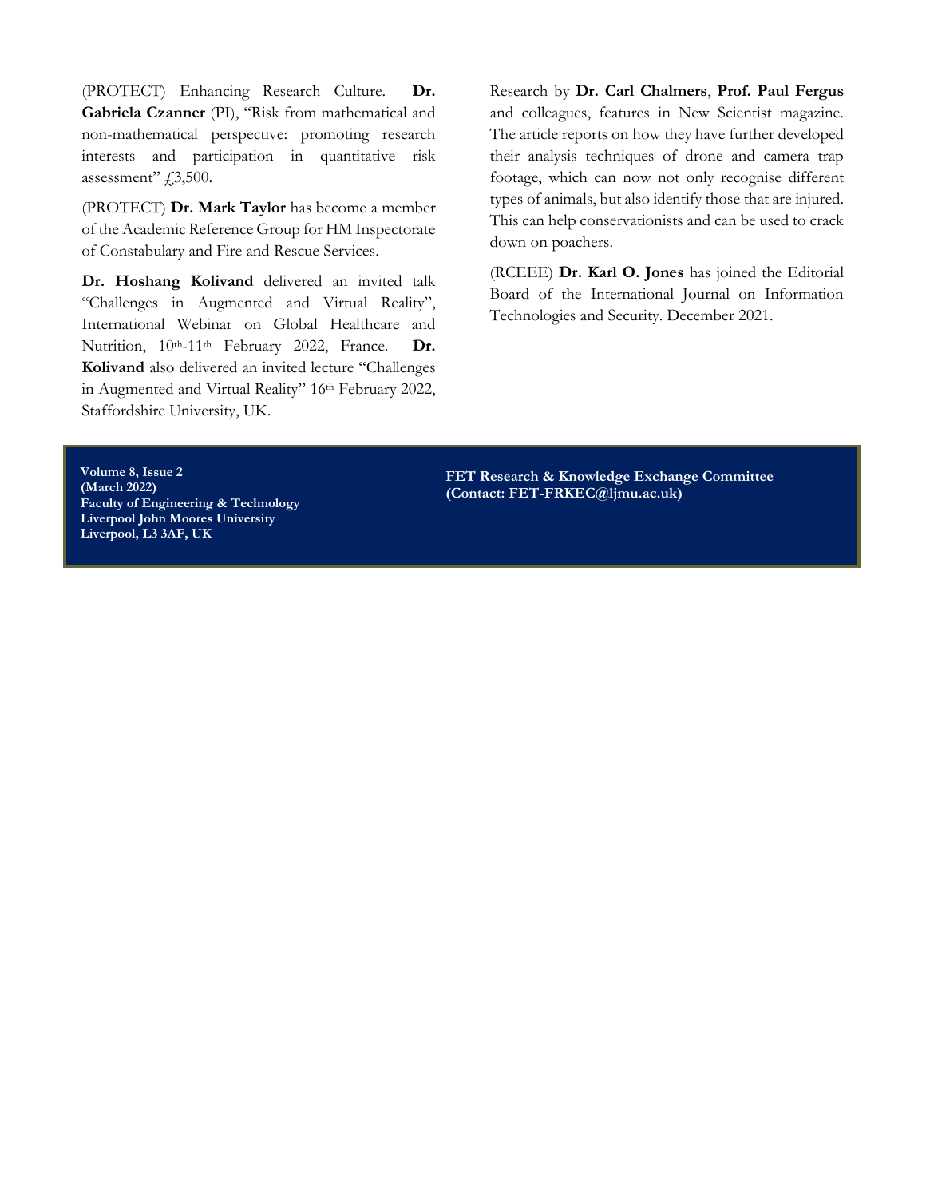(PROTECT) Enhancing Research Culture. **Dr. Gabriela Czanner** (PI), "Risk from mathematical and non-mathematical perspective: promoting research interests and participation in quantitative risk assessment" £3,500.

(PROTECT) **Dr. Mark Taylor** has become a member of the Academic Reference Group for HM Inspectorate of Constabulary and Fire and Rescue Services.

**Dr. Hoshang Kolivand** delivered an invited talk "Challenges in Augmented and Virtual Reality", International Webinar on Global Healthcare and Nutrition, 10th-11th February 2022, France. **Dr. Kolivand** also delivered an invited lecture "Challenges in Augmented and Virtual Reality" 16th February 2022, Staffordshire University, UK.

Research by **Dr. Carl Chalmers**, **Prof. Paul Fergus** and colleagues, features in New Scientist magazine. The article reports on how they have further developed their analysis techniques of drone and camera trap footage, which can now not only recognise different types of animals, but also identify those that are injured. This can help conservationists and can be used to crack down on poachers.

(RCEEE) **Dr. Karl O. Jones** has joined the Editorial Board of the International Journal on Information Technologies and Security. December 2021.

**Volume 8, Issue 2**
**(March 2022)**
**Faculty of Engineering & Technology**
**Liverpool John Moores University**
**Liverpool, L3 3AF, UK**

**FET Research & Knowledge Exchange Committee**
**(Contact: FET-FRKEC@ljmu.ac.uk)**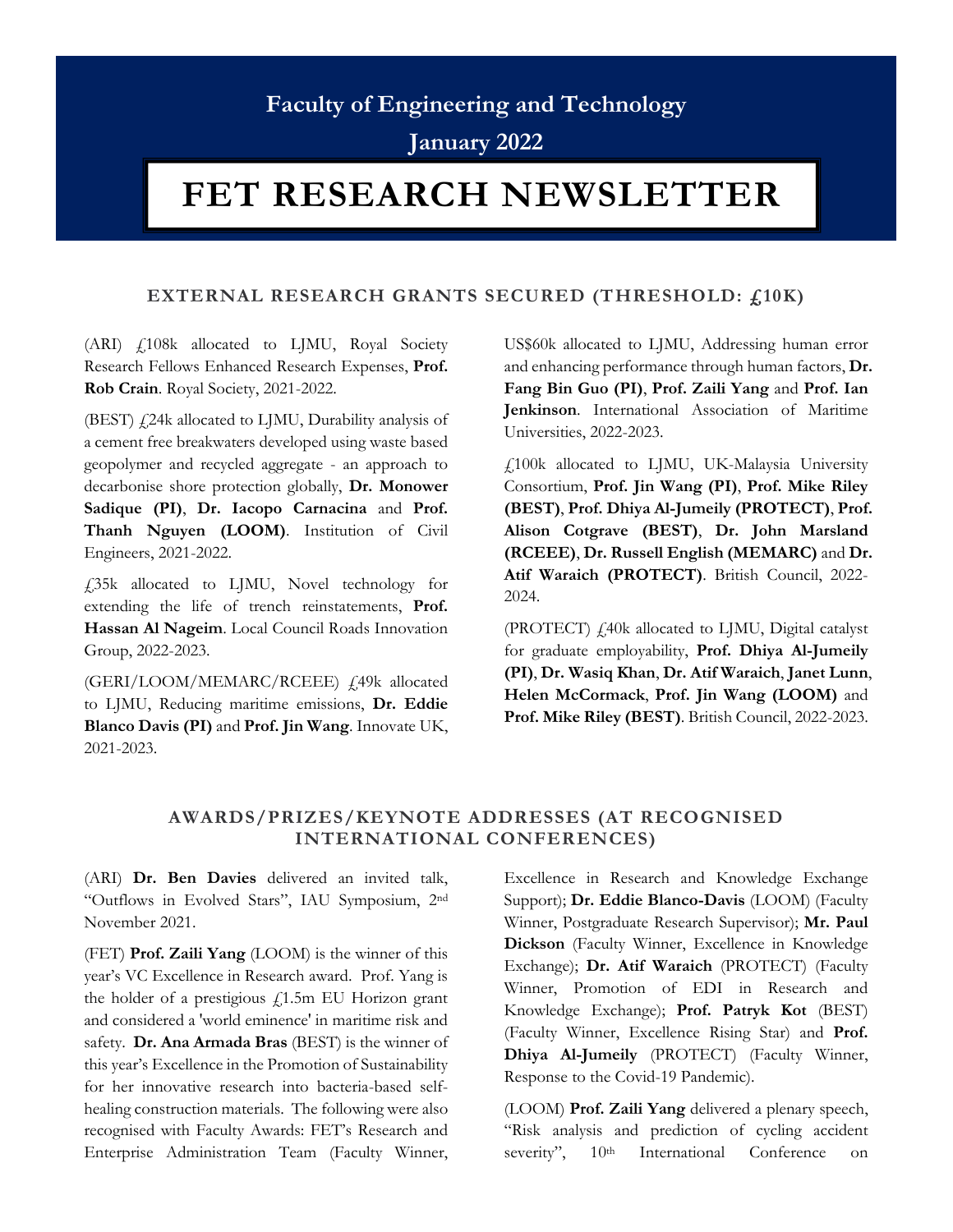**Faculty of Engineering and Technology**

**January 2022**

# FET RESEARCH NEWSLETTER

## EXTERNAL RESEARCH GRANTS SECURED (THRESHOLD: £10K)

(ARI) £108k allocated to LJMU, Royal Society Research Fellows Enhanced Research Expenses, **Prof. Rob Crain**. Royal Society, 2021-2022.

(BEST) £24k allocated to LJMU, Durability analysis of a cement free breakwaters developed using waste based geopolymer and recycled aggregate - an approach to decarbonise shore protection globally, **Dr. Monower Sadique (PI)**, **Dr. Iacopo Carnacina** and **Prof. Thanh Nguyen (LOOM)**. Institution of Civil Engineers, 2021-2022.

£35k allocated to LJMU, Novel technology for extending the life of trench reinstatements, **Prof. Hassan Al Nageim**. Local Council Roads Innovation Group, 2022-2023.

(GERI/LOOM/MEMARC/RCEEE) £49k allocated to LJMU, Reducing maritime emissions, **Dr. Eddie Blanco Davis (PI)** and **Prof. Jin Wang**. Innovate UK, 2021-2023.

US$60k allocated to LJMU, Addressing human error and enhancing performance through human factors, **Dr. Fang Bin Guo (PI)**, **Prof. Zaili Yang** and **Prof. Ian Jenkinson**. International Association of Maritime Universities, 2022-2023.

£100k allocated to LJMU, UK-Malaysia University Consortium, **Prof. Jin Wang (PI)**, **Prof. Mike Riley (BEST)**, **Prof. Dhiya Al-Jumeily (PROTECT)**, **Prof. Alison Cotgrave (BEST)**, **Dr. John Marsland (RCEEE)**, **Dr. Russell English (MEMARC)** and **Dr. Atif Waraich (PROTECT)**. British Council, 2022-2024.

(PROTECT) £40k allocated to LJMU, Digital catalyst for graduate employability, **Prof. Dhiya Al-Jumeily (PI)**, **Dr. Wasiq Khan**, **Dr. Atif Waraich**, **Janet Lunn**, **Helen McCormack**, **Prof. Jin Wang (LOOM)** and **Prof. Mike Riley (BEST)**. British Council, 2022-2023.

## AWARDS/PRIZES/KEYNOTE ADDRESSES (AT RECOGNISED INTERNATIONAL CONFERENCES)

(ARI) **Dr. Ben Davies** delivered an invited talk, "Outflows in Evolved Stars", IAU Symposium, 2nd November 2021.

(FET) **Prof. Zaili Yang** (LOOM) is the winner of this year's VC Excellence in Research award. Prof. Yang is the holder of a prestigious £1.5m EU Horizon grant and considered a 'world eminence' in maritime risk and safety. **Dr. Ana Armada Bras** (BEST) is the winner of this year's Excellence in the Promotion of Sustainability for her innovative research into bacteria-based self-healing construction materials. The following were also recognised with Faculty Awards: FET's Research and Enterprise Administration Team (Faculty Winner, Excellence in Research and Knowledge Exchange Support); **Dr. Eddie Blanco-Davis** (LOOM) (Faculty Winner, Postgraduate Research Supervisor); **Mr. Paul Dickson** (Faculty Winner, Excellence in Knowledge Exchange); **Dr. Atif Waraich** (PROTECT) (Faculty Winner, Promotion of EDI in Research and Knowledge Exchange); **Prof. Patryk Kot** (BEST) (Faculty Winner, Excellence Rising Star) and **Prof. Dhiya Al-Jumeily** (PROTECT) (Faculty Winner, Response to the Covid-19 Pandemic).

(LOOM) **Prof. Zaili Yang** delivered a plenary speech, "Risk analysis and prediction of cycling accident severity", 10th International Conference on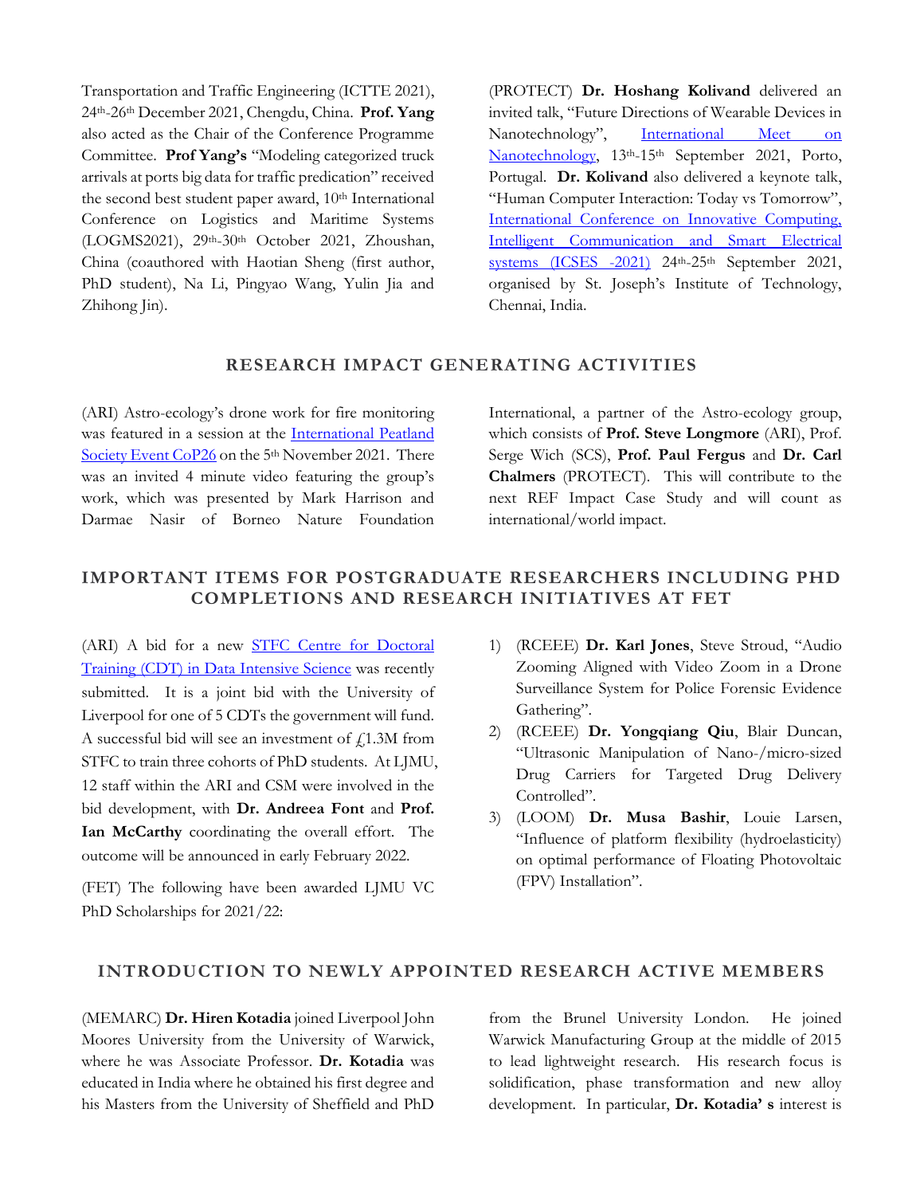Transportation and Traffic Engineering (ICTTE 2021), 24th-26th December 2021, Chengdu, China. **Prof. Yang** also acted as the Chair of the Conference Programme Committee. **Prof Yang's** "Modeling categorized truck arrivals at ports big data for traffic predication" received the second best student paper award, 10th International Conference on Logistics and Maritime Systems (LOGMS2021), 29th-30th October 2021, Zhoushan, China (coauthored with Haotian Sheng (first author, PhD student), Na Li, Pingyao Wang, Yulin Jia and Zhihong Jin).

(PROTECT) **Dr. Hoshang Kolivand** delivered an invited talk, "Future Directions of Wearable Devices in Nanotechnology", International Meet on Nanotechnology, 13th-15th September 2021, Porto, Portugal. **Dr. Kolivand** also delivered a keynote talk, "Human Computer Interaction: Today vs Tomorrow", International Conference on Innovative Computing, Intelligent Communication and Smart Electrical systems (ICSES -2021) 24th-25th September 2021, organised by St. Joseph's Institute of Technology, Chennai, India.

## RESEARCH IMPACT GENERATING ACTIVITIES

(ARI) Astro-ecology's drone work for fire monitoring was featured in a session at the International Peatland Society Event CoP26 on the 5th November 2021. There was an invited 4 minute video featuring the group's work, which was presented by Mark Harrison and Darmae Nasir of Borneo Nature Foundation International, a partner of the Astro-ecology group, which consists of **Prof. Steve Longmore** (ARI), Prof. Serge Wich (SCS), **Prof. Paul Fergus** and **Dr. Carl Chalmers** (PROTECT). This will contribute to the next REF Impact Case Study and will count as international/world impact.

## IMPORTANT ITEMS FOR POSTGRADUATE RESEARCHERS INCLUDING PHD COMPLETIONS AND RESEARCH INITIATIVES AT FET

(ARI) A bid for a new STFC Centre for Doctoral Training (CDT) in Data Intensive Science was recently submitted. It is a joint bid with the University of Liverpool for one of 5 CDTs the government will fund. A successful bid will see an investment of £1.3M from STFC to train three cohorts of PhD students. At LJMU, 12 staff within the ARI and CSM were involved in the bid development, with **Dr. Andreea Font** and **Prof. Ian McCarthy** coordinating the overall effort. The outcome will be announced in early February 2022.

(FET) The following have been awarded LJMU VC PhD Scholarships for 2021/22:

1) (RCEEE) **Dr. Karl Jones**, Steve Stroud, "Audio Zooming Aligned with Video Zoom in a Drone Surveillance System for Police Forensic Evidence Gathering".
2) (RCEEE) **Dr. Yongqiang Qiu**, Blair Duncan, "Ultrasonic Manipulation of Nano-/micro-sized Drug Carriers for Targeted Drug Delivery Controlled".
3) (LOOM) **Dr. Musa Bashir**, Louie Larsen, "Influence of platform flexibility (hydroelasticity) on optimal performance of Floating Photovoltaic (FPV) Installation".

## INTRODUCTION TO NEWLY APPOINTED RESEARCH ACTIVE MEMBERS

(MEMARC) **Dr. Hiren Kotadia** joined Liverpool John Moores University from the University of Warwick, where he was Associate Professor. **Dr. Kotadia** was educated in India where he obtained his first degree and his Masters from the University of Sheffield and PhD from the Brunel University London. He joined Warwick Manufacturing Group at the middle of 2015 to lead lightweight research. His research focus is solidification, phase transformation and new alloy development. In particular, **Dr. Kotadia' s** interest is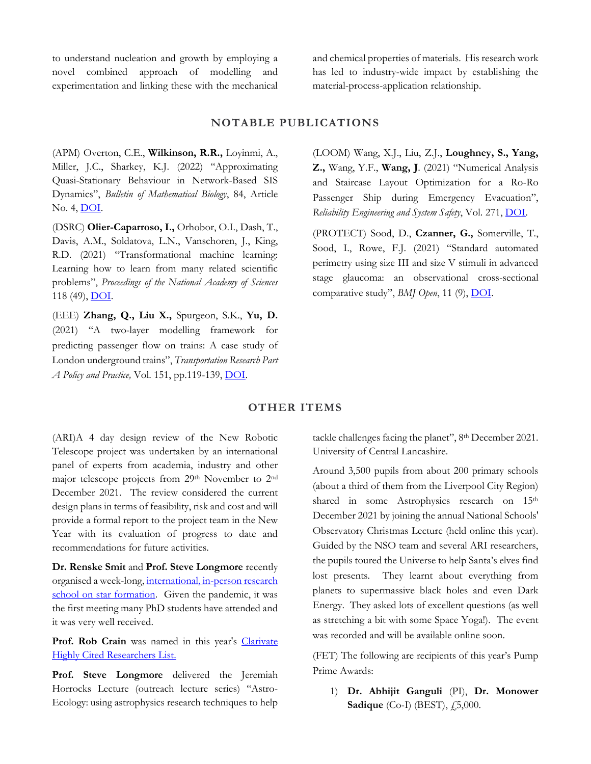to understand nucleation and growth by employing a novel combined approach of modelling and experimentation and linking these with the mechanical and chemical properties of materials. His research work has led to industry-wide impact by establishing the material-process-application relationship.

## NOTABLE PUBLICATIONS

(APM) Overton, C.E., **Wilkinson, R.R.,** Loyinmi, A., Miller, J.C., Sharkey, K.J. (2022) "Approximating Quasi-Stationary Behaviour in Network-Based SIS Dynamics", *Bulletin of Mathematical Biology*, 84, Article No. 4, DOI.

(DSRC) **Olier-Caparroso, I.,** Orhobor, O.I., Dash, T., Davis, A.M., Soldatova, L.N., Vanschoren, J., King, R.D. (2021) "Transformational machine learning: Learning how to learn from many related scientific problems", *Proceedings of the National Academy of Sciences* 118 (49), DOI.

(EEE) **Zhang, Q., Liu X.,** Spurgeon, S.K., **Yu, D.** (2021) "A two-layer modelling framework for predicting passenger flow on trains: A case study of London underground trains", *Transportation Research Part A Policy and Practice,* Vol. 151, pp.119-139, DOI.

(LOOM) Wang, X.J., Liu, Z.J., **Loughney, S., Yang, Z.,** Wang, Y.F., **Wang, J**. (2021) "Numerical Analysis and Staircase Layout Optimization for a Ro-Ro Passenger Ship during Emergency Evacuation", *Reliability Engineering and System Safety*, Vol. 271, DOI.

(PROTECT) Sood, D., **Czanner, G.,** Somerville, T., Sood, I., Rowe, F.J. (2021) "Standard automated perimetry using size III and size V stimuli in advanced stage glaucoma: an observational cross-sectional comparative study", *BMJ Open*, 11 (9), DOI.

## OTHER ITEMS

(ARI)A 4 day design review of the New Robotic Telescope project was undertaken by an international panel of experts from academia, industry and other major telescope projects from 29th November to 2nd December 2021. The review considered the current design plans in terms of feasibility, risk and cost and will provide a formal report to the project team in the New Year with its evaluation of progress to date and recommendations for future activities.

**Dr. Renske Smit** and **Prof. Steve Longmore** recently organised a week-long, international, in-person research school on star formation. Given the pandemic, it was the first meeting many PhD students have attended and it was very well received.

**Prof. Rob Crain** was named in this year's Clarivate Highly Cited Researchers List.

**Prof. Steve Longmore** delivered the Jeremiah Horrocks Lecture (outreach lecture series) "Astro-Ecology: using astrophysics research techniques to help tackle challenges facing the planet", 8th December 2021. University of Central Lancashire.

Around 3,500 pupils from about 200 primary schools (about a third of them from the Liverpool City Region) shared in some Astrophysics research on 15th December 2021 by joining the annual National Schools' Observatory Christmas Lecture (held online this year). Guided by the NSO team and several ARI researchers, the pupils toured the Universe to help Santa's elves find lost presents. They learnt about everything from planets to supermassive black holes and even Dark Energy. They asked lots of excellent questions (as well as stretching a bit with some Space Yoga!). The event was recorded and will be available online soon.

(FET) The following are recipients of this year's Pump Prime Awards:

1) **Dr. Abhijit Ganguli** (PI), **Dr. Monower Sadique** (Co-I) (BEST), £5,000.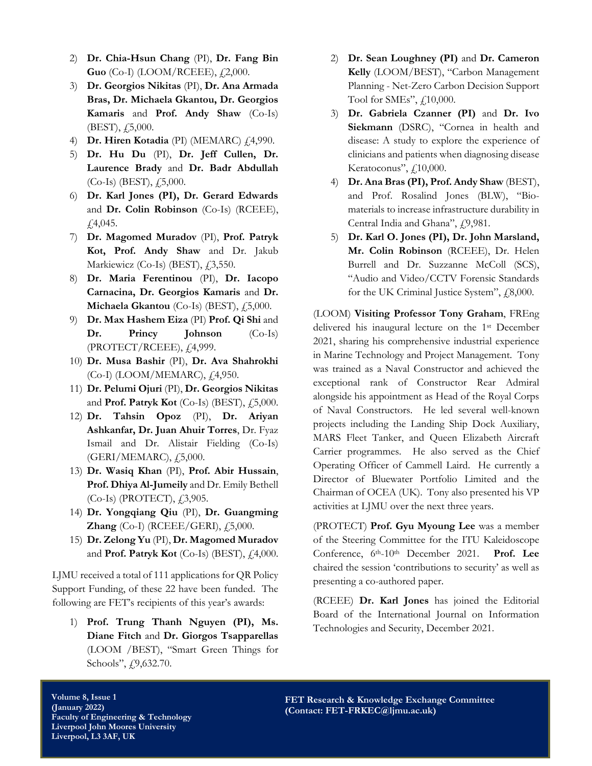2) **Dr. Chia-Hsun Chang** (PI), **Dr. Fang Bin Guo** (Co-I) (LOOM/RCEEE), £2,000.
3) **Dr. Georgios Nikitas** (PI), **Dr. Ana Armada Bras, Dr. Michaela Gkantou, Dr. Georgios Kamaris** and **Prof. Andy Shaw** (Co-Is) (BEST), £5,000.
4) **Dr. Hiren Kotadia** (PI) (MEMARC) £4,990.
5) **Dr. Hu Du** (PI), **Dr. Jeff Cullen, Dr. Laurence Brady** and **Dr. Badr Abdullah** (Co-Is) (BEST), £5,000.
6) **Dr. Karl Jones (PI), Dr. Gerard Edwards** and **Dr. Colin Robinson** (Co-Is) (RCEEE), £4,045.
7) **Dr. Magomed Muradov** (PI), **Prof. Patryk Kot, Prof. Andy Shaw** and Dr. Jakub Markiewicz (Co-Is) (BEST), £3,550.
8) **Dr. Maria Ferentinou** (PI), **Dr. Iacopo Carnacina, Dr. Georgios Kamaris** and **Dr. Michaela Gkantou** (Co-Is) (BEST), £5,000.
9) **Dr. Max Hashem Eiza** (PI) **Prof. Qi Shi** and **Dr. Princy Johnson** (Co-Is) (PROTECT/RCEEE), £4,999.
10) **Dr. Musa Bashir** (PI), **Dr. Ava Shahrokhi** (Co-I) (LOOM/MEMARC), £4,950.
11) **Dr. Pelumi Ojuri** (PI), **Dr. Georgios Nikitas** and **Prof. Patryk Kot** (Co-Is) (BEST), £5,000.
12) **Dr. Tahsin Opoz** (PI), **Dr. Ariyan Ashkanfar, Dr. Juan Ahuir Torres**, Dr. Fyaz Ismail and Dr. Alistair Fielding (Co-Is) (GERI/MEMARC), £5,000.
13) **Dr. Wasiq Khan** (PI), **Prof. Abir Hussain**, **Prof. Dhiya Al-Jumeily** and Dr. Emily Bethell (Co-Is) (PROTECT), £3,905.
14) **Dr. Yongqiang Qiu** (PI), **Dr. Guangming Zhang** (Co-I) (RCEEE/GERI), £5,000.
15) **Dr. Zelong Yu** (PI), **Dr. Magomed Muradov** and **Prof. Patryk Kot** (Co-Is) (BEST), £4,000.

LJMU received a total of 111 applications for QR Policy Support Funding, of these 22 have been funded. The following are FET's recipients of this year's awards:

1) **Prof. Trung Thanh Nguyen (PI), Ms. Diane Fitch** and **Dr. Giorgos Tsapparellas** (LOOM /BEST), "Smart Green Things for Schools", £9,632.70.
2) **Dr. Sean Loughney (PI)** and **Dr. Cameron Kelly** (LOOM/BEST), "Carbon Management Planning - Net-Zero Carbon Decision Support Tool for SMEs", £10,000.
3) **Dr. Gabriela Czanner (PI)** and **Dr. Ivo Siekmann** (DSRC), "Cornea in health and disease: A study to explore the experience of clinicians and patients when diagnosing disease Keratoconus", £10,000.
4) **Dr. Ana Bras (PI), Prof. Andy Shaw** (BEST), and Prof. Rosalind Jones (BLW), "Bio-materials to increase infrastructure durability in Central India and Ghana", £9,981.
5) **Dr. Karl O. Jones (PI), Dr. John Marsland, Mr. Colin Robinson** (RCEEE), Dr. Helen Burrell and Dr. Suzzanne McColl (SCS), "Audio and Video/CCTV Forensic Standards for the UK Criminal Justice System", £8,000.

(LOOM) **Visiting Professor Tony Graham**, FREng delivered his inaugural lecture on the 1st December 2021, sharing his comprehensive industrial experience in Marine Technology and Project Management. Tony was trained as a Naval Constructor and achieved the exceptional rank of Constructor Rear Admiral alongside his appointment as Head of the Royal Corps of Naval Constructors. He led several well-known projects including the Landing Ship Dock Auxiliary, MARS Fleet Tanker, and Queen Elizabeth Aircraft Carrier programmes. He also served as the Chief Operating Officer of Cammell Laird. He currently a Director of Bluewater Portfolio Limited and the Chairman of OCEA (UK). Tony also presented his VP activities at LJMU over the next three years.

(PROTECT) **Prof. Gyu Myoung Lee** was a member of the Steering Committee for the ITU Kaleidoscope Conference, 6th-10th December 2021. **Prof. Lee** chaired the session 'contributions to security' as well as presenting a co-authored paper.

(RCEEE) **Dr. Karl Jones** has joined the Editorial Board of the International Journal on Information Technologies and Security, December 2021.

**FET Research & Knowledge Exchange Committee (Contact: FET-FRKEC@ljmu.ac.uk)**

**Faculty of Engineering & Technology**
**Liverpool John Moores University**
**Liverpool, L3 3AF, UK**